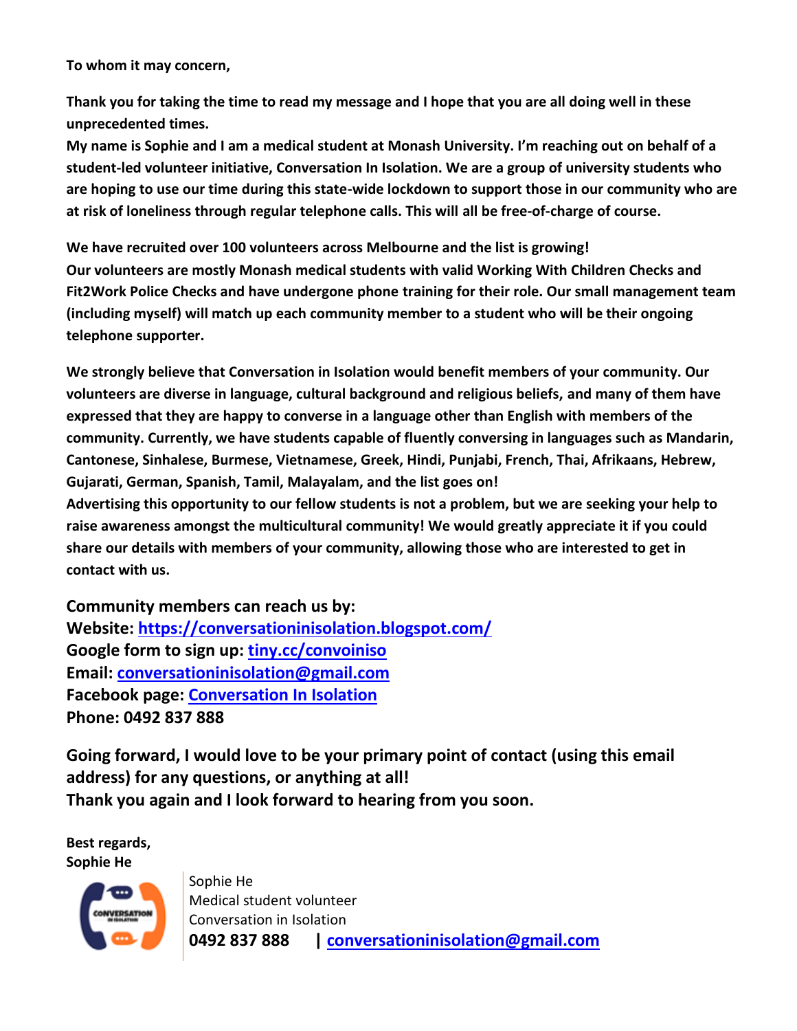**To whom it may concern,**

**Thank you for taking the time to read my message and I hope that you are all doing well in these unprecedented times.**

**My name is Sophie and I am a medical student at Monash University. I'm reaching out on behalf of a student-led volunteer initiative, Conversation In Isolation. We are a group of university students who are hoping to use our time during this state-wide lockdown to support those in our community who are at risk of loneliness through regular telephone calls. This will all be free-of-charge of course.**

**We have recruited over 100 volunteers across Melbourne and the list is growing!**

**Our volunteers are mostly Monash medical students with valid Working With Children Checks and Fit2Work Police Checks and have undergone phone training for their role. Our small management team (including myself) will match up each community member to a student who will be their ongoing telephone supporter.**

**We strongly believe that Conversation in Isolation would benefit members of your community. Our volunteers are diverse in language, cultural background and religious beliefs, and many of them have expressed that they are happy to converse in a language other than English with members of the community. Currently, we have students capable of fluently conversing in languages such as Mandarin, Cantonese, Sinhalese, Burmese, Vietnamese, Greek, Hindi, Punjabi, French, Thai, Afrikaans, Hebrew, Gujarati, German, Spanish, Tamil, Malayalam, and the list goes on!**

**Advertising this opportunity to our fellow students is not a problem, but we are seeking your help to raise awareness amongst the multicultural community! We would greatly appreciate it if you could share our details with members of your community, allowing those who are interested to get in contact with us.**

**Community members can reach us by:**

**Website: [https://conversationinisolation.blogspot.com/](https://conversationinisolation.blogspot.com/)**
**Google form to sign up: tiny.cc/convoiniso**
**Email: conversationinisolation@gmail.com**
**Facebook page: Conversation In Isolation**
**Phone: 0492 837 888**

**Going forward, I would love to be your primary point of contact (using this email address) for any questions, or anything at all!**

**Thank you again and I look forward to hearing from you soon.**

**Best regards,**
**Sophie He**

Sophie He
Medical student volunteer
Conversation in Isolation
**0492 837 888 | conversationinisolation@gmail.com**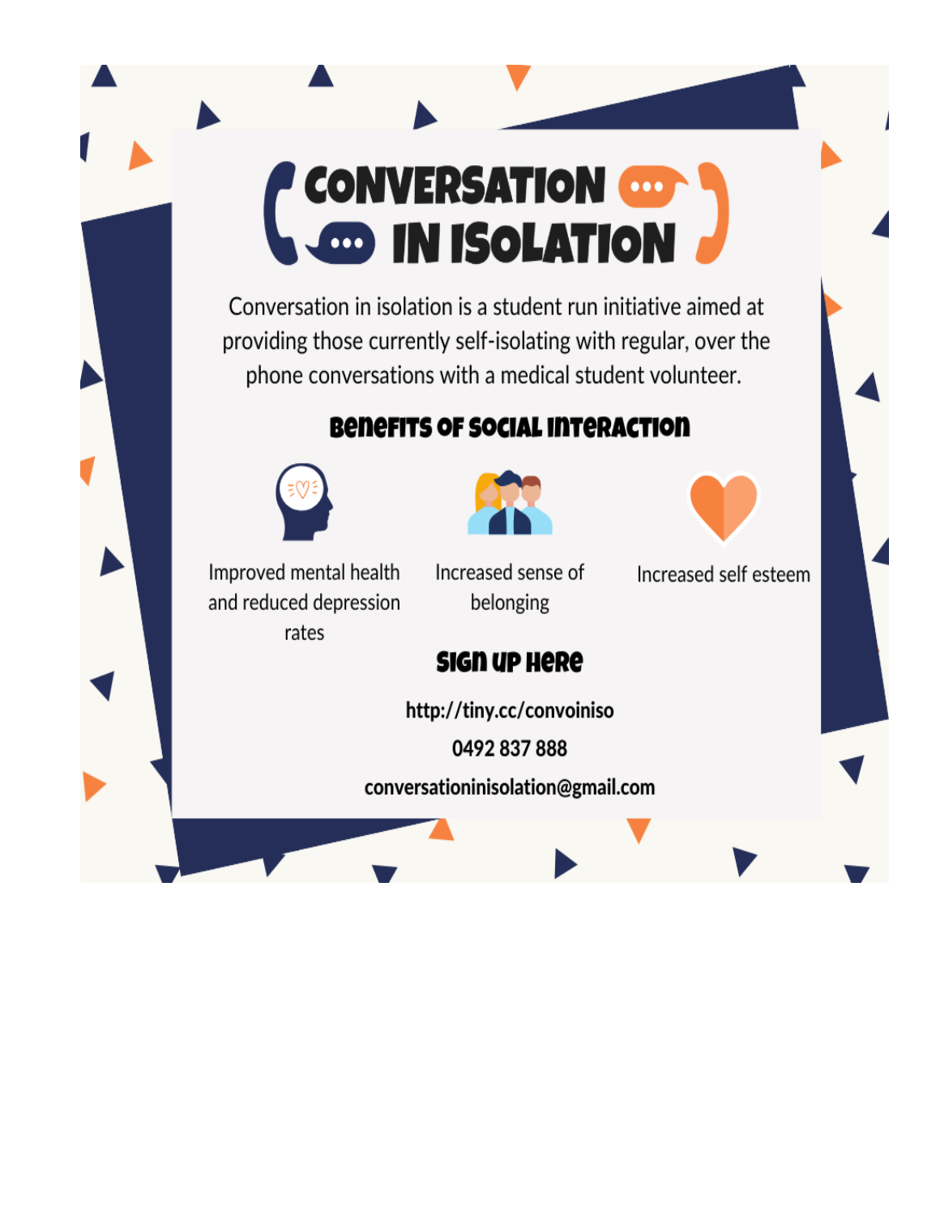# CONVERSATION IN ISOLATION

Conversation in isolation is a student run initiative aimed at providing those currently self-isolating with regular, over the phone conversations with a medical student volunteer.

## Benefits of Social Interaction

- Improved mental health and reduced depression rates
- Increased sense of belonging
- Increased self esteem

## Sign up Here

**http://tiny.cc/convoiniso**

**0492 837 888**

**conversationinisolation@gmail.com**